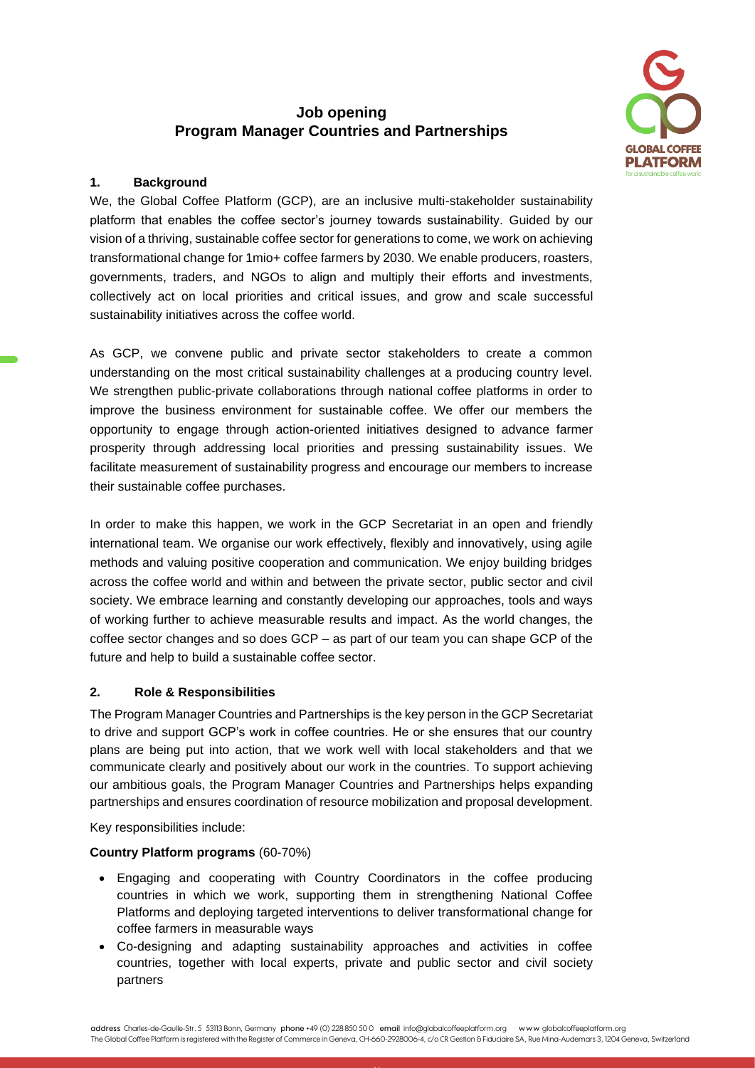# Job opening
# Program Manager Countries and Partnerships

## 1. Background

We, the Global Coffee Platform (GCP), are an inclusive multi-stakeholder sustainability platform that enables the coffee sector's journey towards sustainability. Guided by our vision of a thriving, sustainable coffee sector for generations to come, we work on achieving transformational change for 1mio+ coffee farmers by 2030. We enable producers, roasters, governments, traders, and NGOs to align and multiply their efforts and investments, collectively act on local priorities and critical issues, and grow and scale successful sustainability initiatives across the coffee world.

As GCP, we convene public and private sector stakeholders to create a common understanding on the most critical sustainability challenges at a producing country level. We strengthen public-private collaborations through national coffee platforms in order to improve the business environment for sustainable coffee. We offer our members the opportunity to engage through action-oriented initiatives designed to advance farmer prosperity through addressing local priorities and pressing sustainability issues. We facilitate measurement of sustainability progress and encourage our members to increase their sustainable coffee purchases.

In order to make this happen, we work in the GCP Secretariat in an open and friendly international team. We organise our work effectively, flexibly and innovatively, using agile methods and valuing positive cooperation and communication. We enjoy building bridges across the coffee world and within and between the private sector, public sector and civil society. We embrace learning and constantly developing our approaches, tools and ways of working further to achieve measurable results and impact. As the world changes, the coffee sector changes and so does GCP – as part of our team you can shape GCP of the future and help to build a sustainable coffee sector.

## 2. Role & Responsibilities

The Program Manager Countries and Partnerships is the key person in the GCP Secretariat to drive and support GCP's work in coffee countries. He or she ensures that our country plans are being put into action, that we work well with local stakeholders and that we communicate clearly and positively about our work in the countries. To support achieving our ambitious goals, the Program Manager Countries and Partnerships helps expanding partnerships and ensures coordination of resource mobilization and proposal development.

Key responsibilities include:

**Country Platform programs** (60-70%)

- Engaging and cooperating with Country Coordinators in the coffee producing countries in which we work, supporting them in strengthening National Coffee Platforms and deploying targeted interventions to deliver transformational change for coffee farmers in measurable ways
- Co-designing and adapting sustainability approaches and activities in coffee countries, together with local experts, private and public sector and civil society partners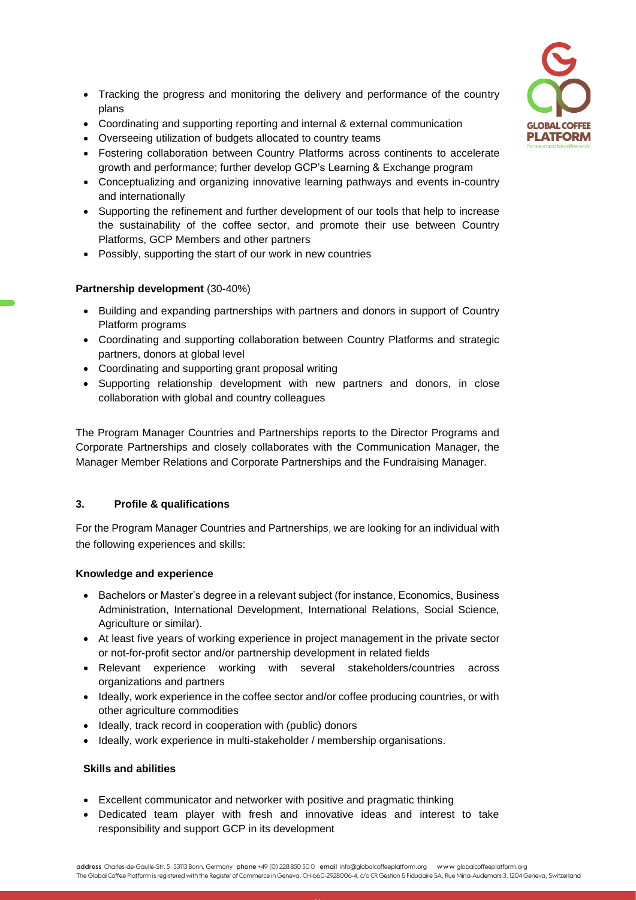- Tracking the progress and monitoring the delivery and performance of the country plans
- Coordinating and supporting reporting and internal & external communication
- Overseeing utilization of budgets allocated to country teams
- Fostering collaboration between Country Platforms across continents to accelerate growth and performance; further develop GCP's Learning & Exchange program
- Conceptualizing and organizing innovative learning pathways and events in-country and internationally
- Supporting the refinement and further development of our tools that help to increase the sustainability of the coffee sector, and promote their use between Country Platforms, GCP Members and other partners
- Possibly, supporting the start of our work in new countries

**Partnership development** (30-40%)

- Building and expanding partnerships with partners and donors in support of Country Platform programs
- Coordinating and supporting collaboration between Country Platforms and strategic partners, donors at global level
- Coordinating and supporting grant proposal writing
- Supporting relationship development with new partners and donors, in close collaboration with global and country colleagues

The Program Manager Countries and Partnerships reports to the Director Programs and Corporate Partnerships and closely collaborates with the Communication Manager, the Manager Member Relations and Corporate Partnerships and the Fundraising Manager.

## 3. Profile & qualifications

For the Program Manager Countries and Partnerships, we are looking for an individual with the following experiences and skills:

**Knowledge and experience**

- Bachelors or Master's degree in a relevant subject (for instance, Economics, Business Administration, International Development, International Relations, Social Science, Agriculture or similar).
- At least five years of working experience in project management in the private sector or not-for-profit sector and/or partnership development in related fields
- Relevant experience working with several stakeholders/countries across organizations and partners
- Ideally, work experience in the coffee sector and/or coffee producing countries, or with other agriculture commodities
- Ideally, track record in cooperation with (public) donors
- Ideally, work experience in multi-stakeholder / membership organisations.

**Skills and abilities**

- Excellent communicator and networker with positive and pragmatic thinking
- Dedicated team player with fresh and innovative ideas and interest to take responsibility and support GCP in its development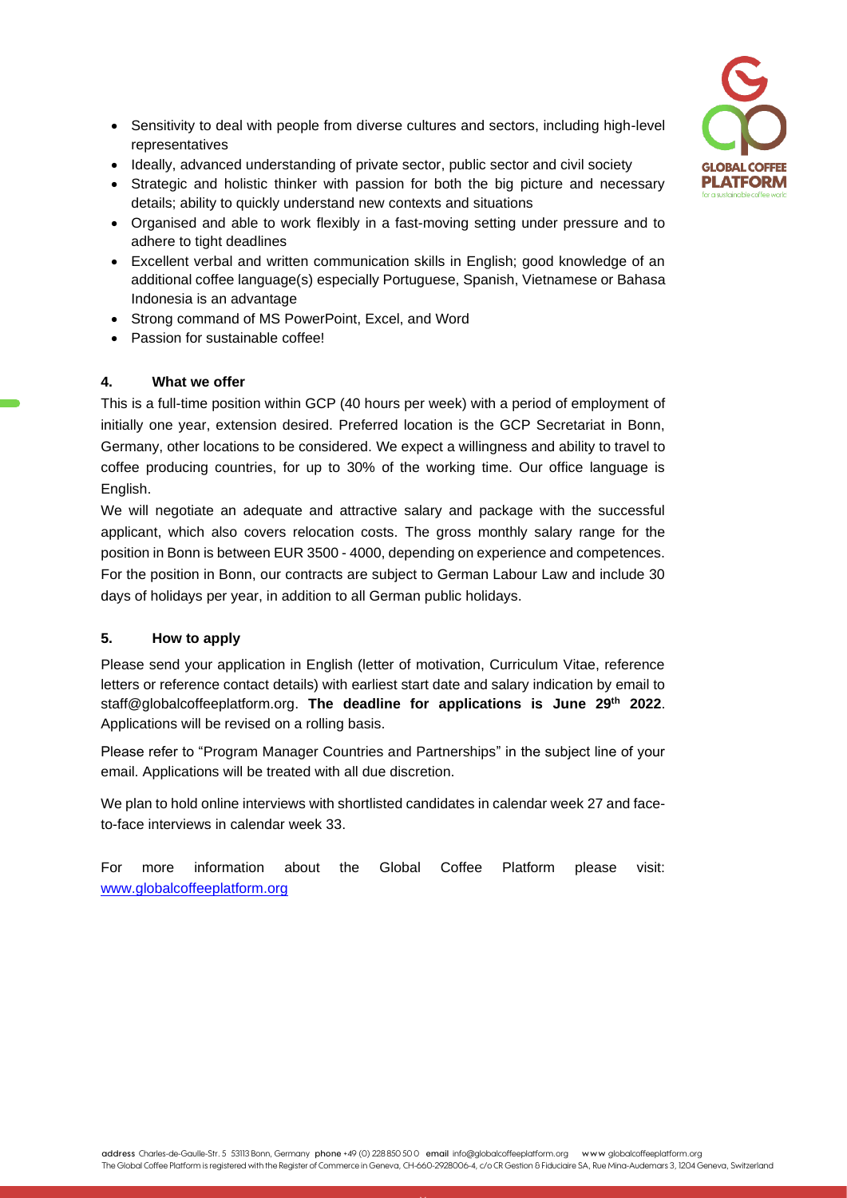- Sensitivity to deal with people from diverse cultures and sectors, including high-level representatives
- Ideally, advanced understanding of private sector, public sector and civil society
- Strategic and holistic thinker with passion for both the big picture and necessary details; ability to quickly understand new contexts and situations
- Organised and able to work flexibly in a fast-moving setting under pressure and to adhere to tight deadlines
- Excellent verbal and written communication skills in English; good knowledge of an additional coffee language(s) especially Portuguese, Spanish, Vietnamese or Bahasa Indonesia is an advantage
- Strong command of MS PowerPoint, Excel, and Word
- Passion for sustainable coffee!

## 4. What we offer

This is a full-time position within GCP (40 hours per week) with a period of employment of initially one year, extension desired. Preferred location is the GCP Secretariat in Bonn, Germany, other locations to be considered. We expect a willingness and ability to travel to coffee producing countries, for up to 30% of the working time. Our office language is English.

We will negotiate an adequate and attractive salary and package with the successful applicant, which also covers relocation costs. The gross monthly salary range for the position in Bonn is between EUR 3500 - 4000, depending on experience and competences. For the position in Bonn, our contracts are subject to German Labour Law and include 30 days of holidays per year, in addition to all German public holidays.

## 5. How to apply

Please send your application in English (letter of motivation, Curriculum Vitae, reference letters or reference contact details) with earliest start date and salary indication by email to staff@globalcoffeeplatform.org. **The deadline for applications is June 29th 2022**. Applications will be revised on a rolling basis.

Please refer to "Program Manager Countries and Partnerships" in the subject line of your email. Applications will be treated with all due discretion.

We plan to hold online interviews with shortlisted candidates in calendar week 27 and face-to-face interviews in calendar week 33.

For more information about the Global Coffee Platform please visit: [www.globalcoffeeplatform.org](www.globalcoffeeplatform.org)